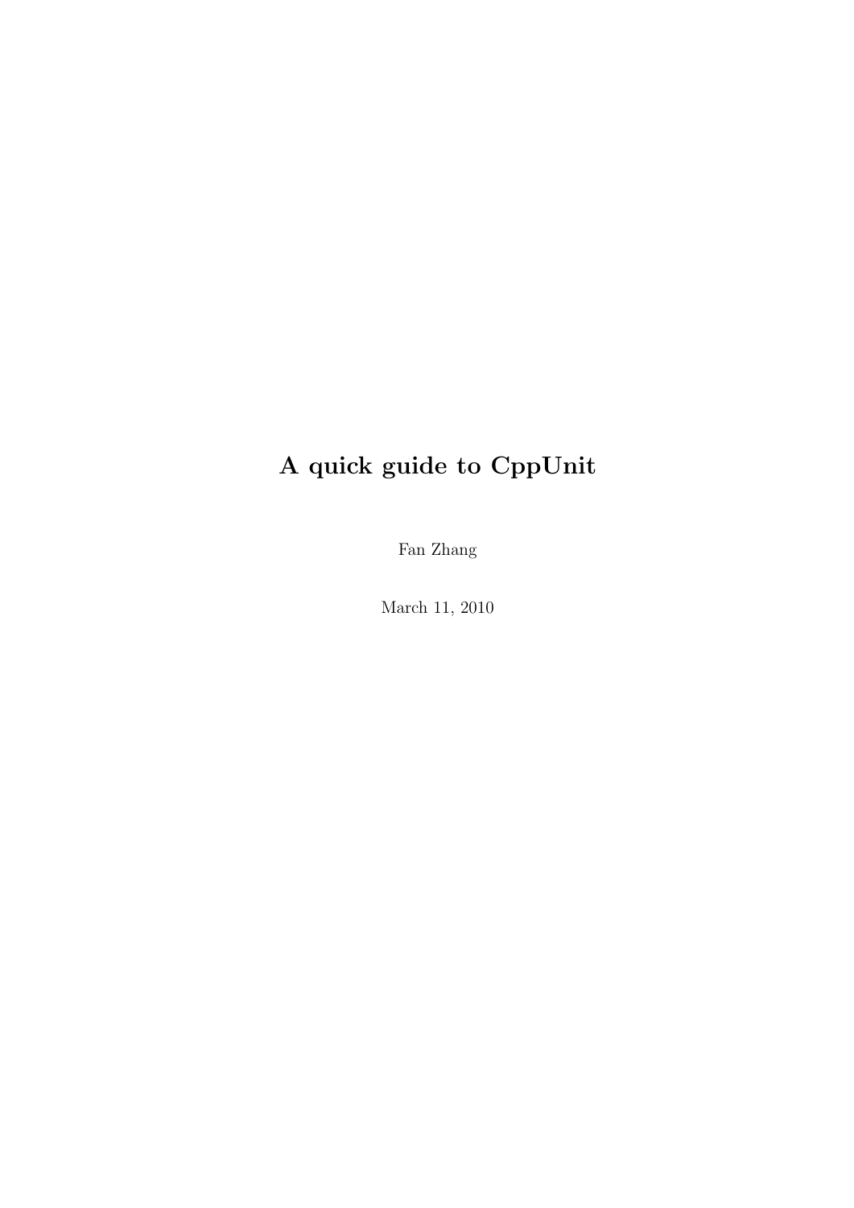# A quick guide to CppUnit

Fan Zhang

March 11, 2010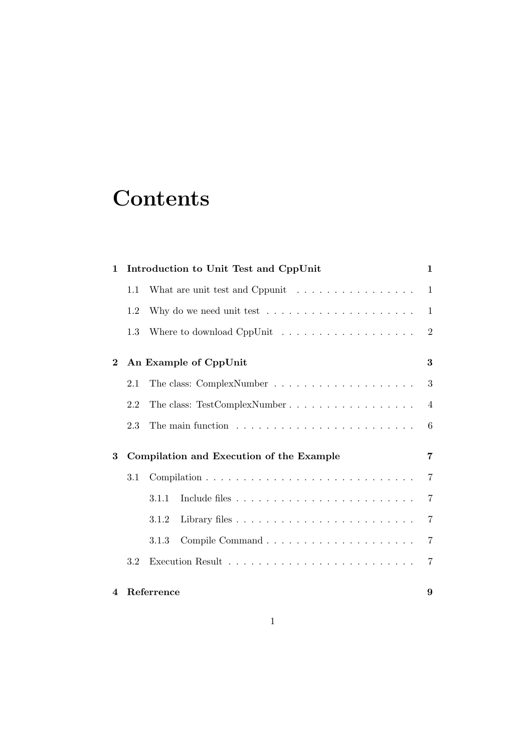# Contents

**1 Introduction to Unit Test and CppUnit** . . . **1**

- 1.1 What are unit test and Cppunit . . . 1
- 1.2 Why do we need unit test . . . 1
- 1.3 Where to download CppUnit . . . 2

**2 An Example of CppUnit** . . . **3**

- 2.1 The class: ComplexNumber . . . 3
- 2.2 The class: TestComplexNumber . . . 4
- 2.3 The main function . . . 6

**3 Compilation and Execution of the Example** . . . **7**

- 3.1 Compilation . . . 7
  - 3.1.1 Include files . . . 7
  - 3.1.2 Library files . . . 7
  - 3.1.3 Compile Command . . . 7
- 3.2 Execution Result . . . 7

**4 Referrence** . . . **9**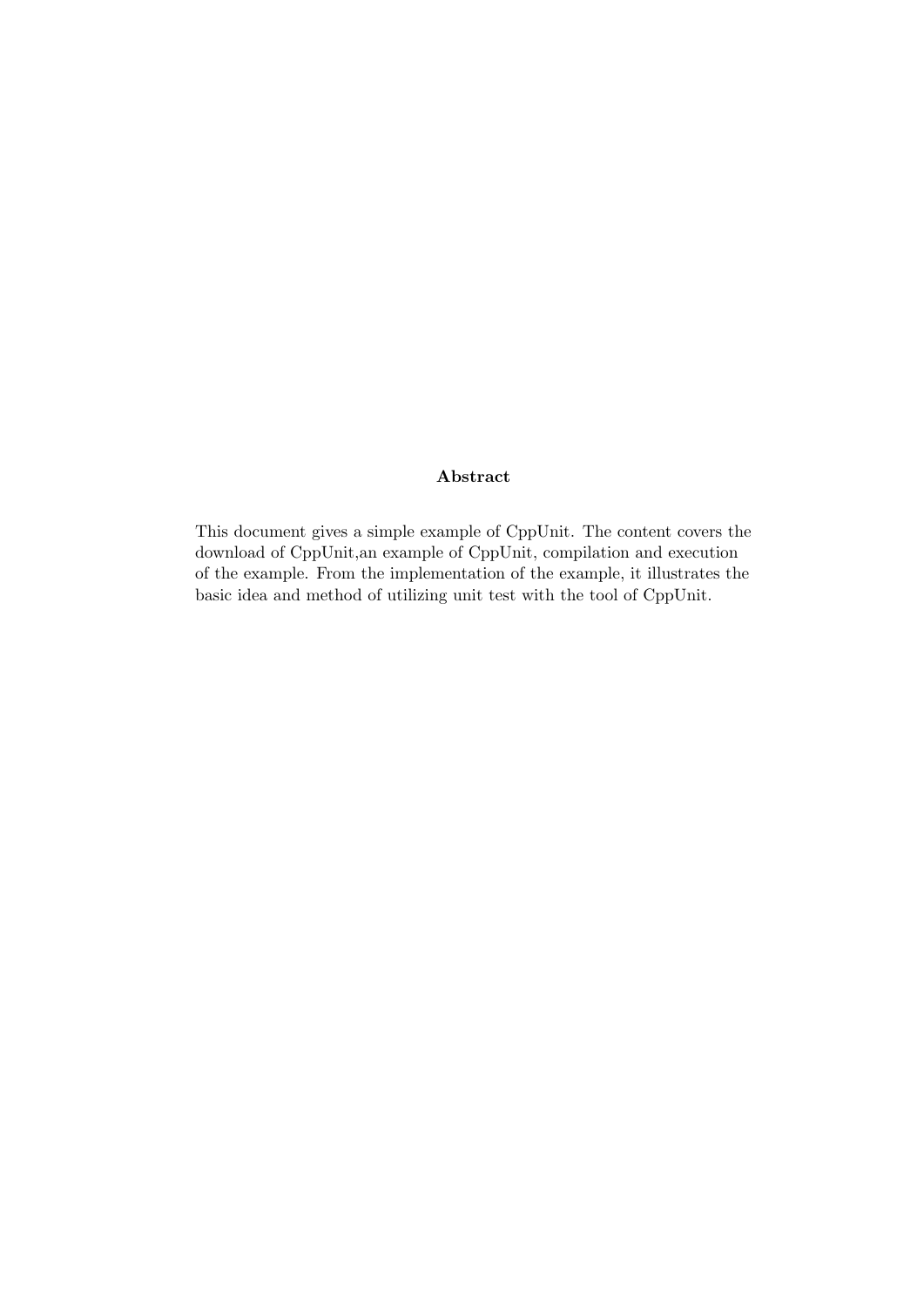**Abstract**

This document gives a simple example of CppUnit. The content covers the download of CppUnit,an example of CppUnit, compilation and execution of the example. From the implementation of the example, it illustrates the basic idea and method of utilizing unit test with the tool of CppUnit.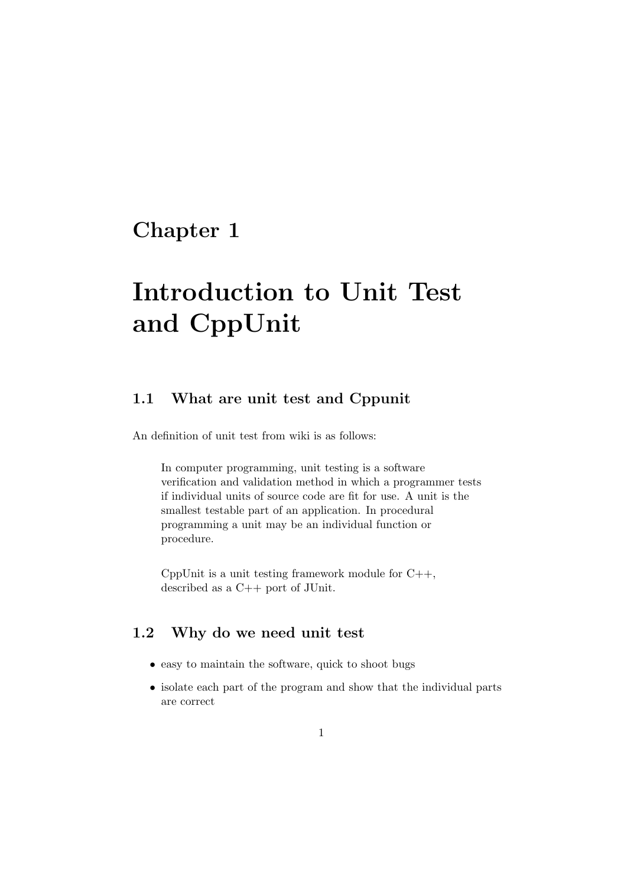# Chapter 1

# Introduction to Unit Test and CppUnit

## 1.1 What are unit test and Cppunit

An definition of unit test from wiki is as follows:

> In computer programming, unit testing is a software verification and validation method in which a programmer tests if individual units of source code are fit for use. A unit is the smallest testable part of an application. In procedural programming a unit may be an individual function or procedure.
>
> CppUnit is a unit testing framework module for C++, described as a C++ port of JUnit.

## 1.2 Why do we need unit test

- easy to maintain the software, quick to shoot bugs
- isolate each part of the program and show that the individual parts are correct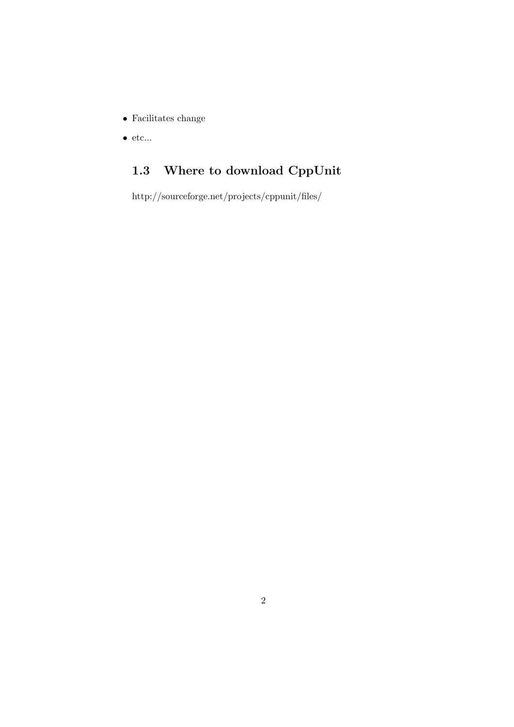- Facilitates change
- etc...

## 1.3 Where to download CppUnit

http://sourceforge.net/projects/cppunit/files/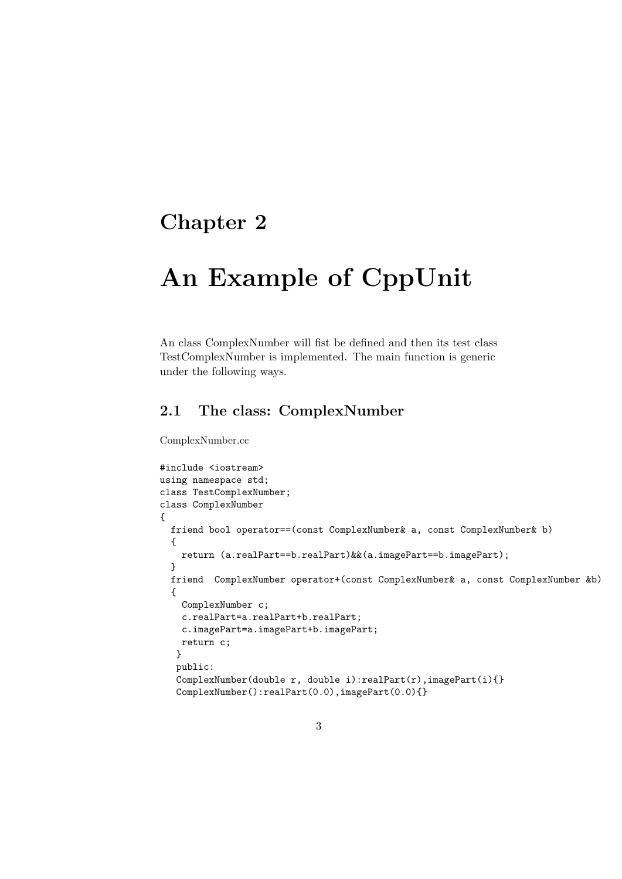# Chapter 2

# An Example of CppUnit

An class ComplexNumber will fist be defined and then its test class TestComplexNumber is implemented. The main function is generic under the following ways.

## 2.1 The class: ComplexNumber

ComplexNumber.cc

```
#include <iostream>
using namespace std;
class TestComplexNumber;
class ComplexNumber
{
  friend bool operator==(const ComplexNumber& a, const ComplexNumber& b)
  {
    return (a.realPart==b.realPart)&&(a.imagePart==b.imagePart);
  }
  friend  ComplexNumber operator+(const ComplexNumber& a, const ComplexNumber &b)
  {
    ComplexNumber c;
    c.realPart=a.realPart+b.realPart;
    c.imagePart=a.imagePart+b.imagePart;
    return c;
   }
   public:
   ComplexNumber(double r, double i):realPart(r),imagePart(i){}
   ComplexNumber():realPart(0.0),imagePart(0.0){}
```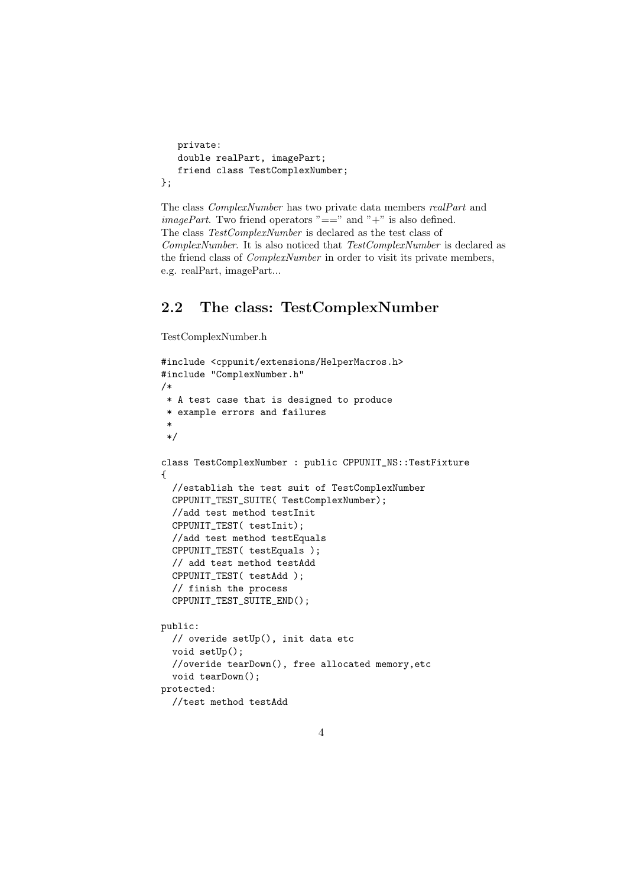```
   private:
   double realPart, imagePart;
   friend class TestComplexNumber;
};
```

The class *ComplexNumber* has two private data members *realPart* and *imagePart*. Two friend operators "==" and "+" is also defined.
The class *TestComplexNumber* is declared as the test class of *ComplexNumber*. It is also noticed that *TestComplexNumber* is declared as the friend class of *ComplexNumber* in order to visit its private members, e.g. realPart, imagePart...

## 2.2 The class: TestComplexNumber

TestComplexNumber.h

```
#include <cppunit/extensions/HelperMacros.h>
#include "ComplexNumber.h"
/*
 * A test case that is designed to produce
 * example errors and failures
 *
 */

class TestComplexNumber : public CPPUNIT_NS::TestFixture
{
  //establish the test suit of TestComplexNumber
  CPPUNIT_TEST_SUITE( TestComplexNumber);
  //add test method testInit
  CPPUNIT_TEST( testInit);
  //add test method testEquals
  CPPUNIT_TEST( testEquals );
  // add test method testAdd
  CPPUNIT_TEST( testAdd );
  // finish the process
  CPPUNIT_TEST_SUITE_END();

public:
  // overide setUp(), init data etc
  void setUp();
  //overide tearDown(), free allocated memory,etc
  void tearDown();
protected:
  //test method testAdd
```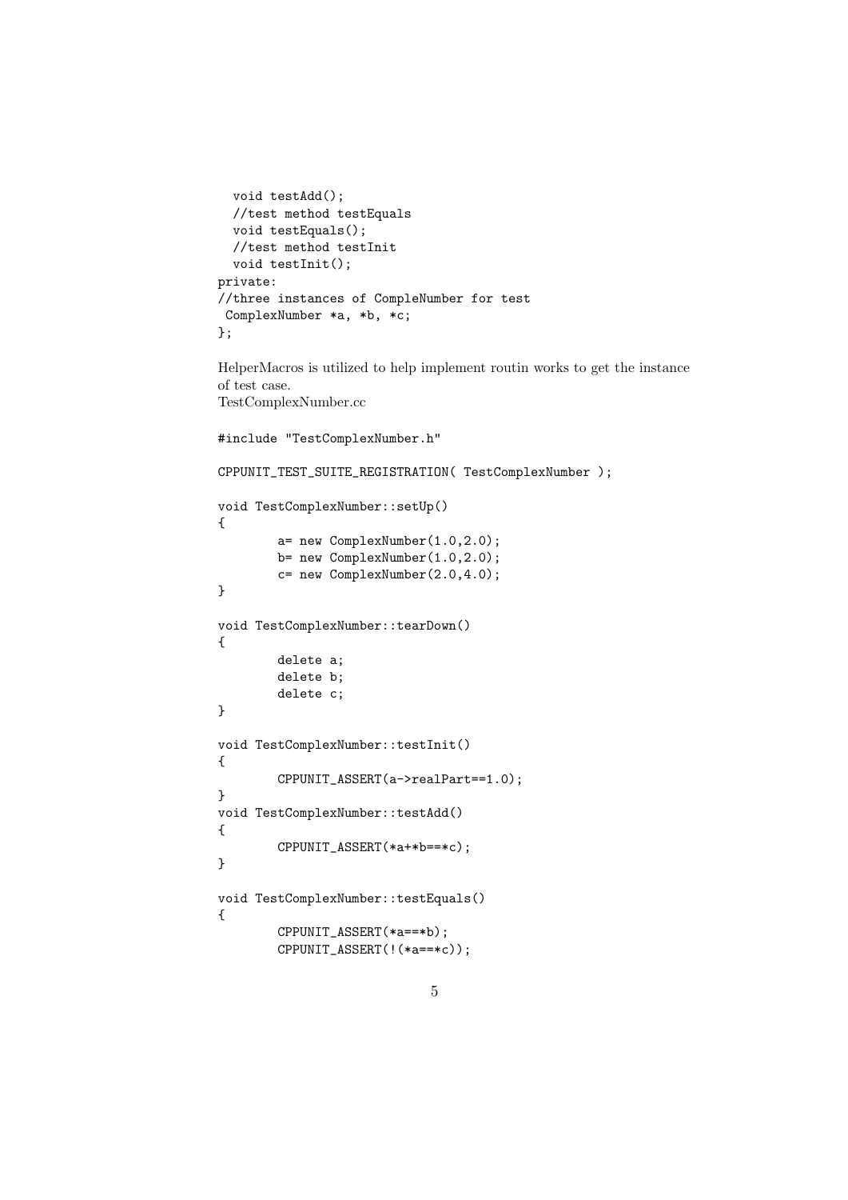```
  void testAdd();
  //test method testEquals
  void testEquals();
  //test method testInit
  void testInit();
private:
//three instances of CompleNumber for test
 ComplexNumber *a, *b, *c;
};
```

HelperMacros is utilized to help implement routin works to get the instance of test case.
TestComplexNumber.cc

```
#include "TestComplexNumber.h"

CPPUNIT_TEST_SUITE_REGISTRATION( TestComplexNumber );

void TestComplexNumber::setUp()
{
        a= new ComplexNumber(1.0,2.0);
        b= new ComplexNumber(1.0,2.0);
        c= new ComplexNumber(2.0,4.0);
}

void TestComplexNumber::tearDown()
{
        delete a;
        delete b;
        delete c;
}

void TestComplexNumber::testInit()
{
        CPPUNIT_ASSERT(a->realPart==1.0);
}
void TestComplexNumber::testAdd()
{
        CPPUNIT_ASSERT(*a+*b==*c);
}

void TestComplexNumber::testEquals()
{
        CPPUNIT_ASSERT(*a==*b);
        CPPUNIT_ASSERT(!(*a==*c));
```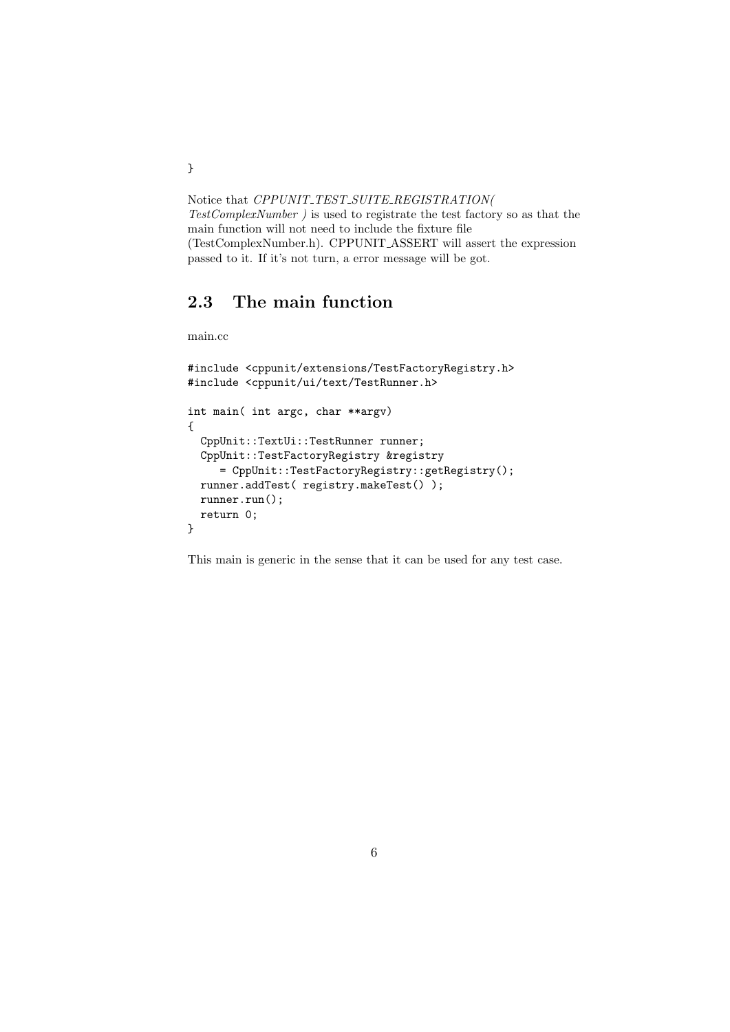```
}
```

Notice that *CPPUNIT_TEST_SUITE_REGISTRATION( TestComplexNumber )* is used to registrate the test factory so as that the main function will not need to include the fixture file (TestComplexNumber.h). CPPUNIT_ASSERT will assert the expression passed to it. If it's not turn, a error message will be got.

## 2.3 The main function

main.cc

```
#include <cppunit/extensions/TestFactoryRegistry.h>
#include <cppunit/ui/text/TestRunner.h>

int main( int argc, char **argv)
{
  CppUnit::TextUi::TestRunner runner;
  CppUnit::TestFactoryRegistry &registry
     = CppUnit::TestFactoryRegistry::getRegistry();
  runner.addTest( registry.makeTest() );
  runner.run();
  return 0;
}
```

This main is generic in the sense that it can be used for any test case.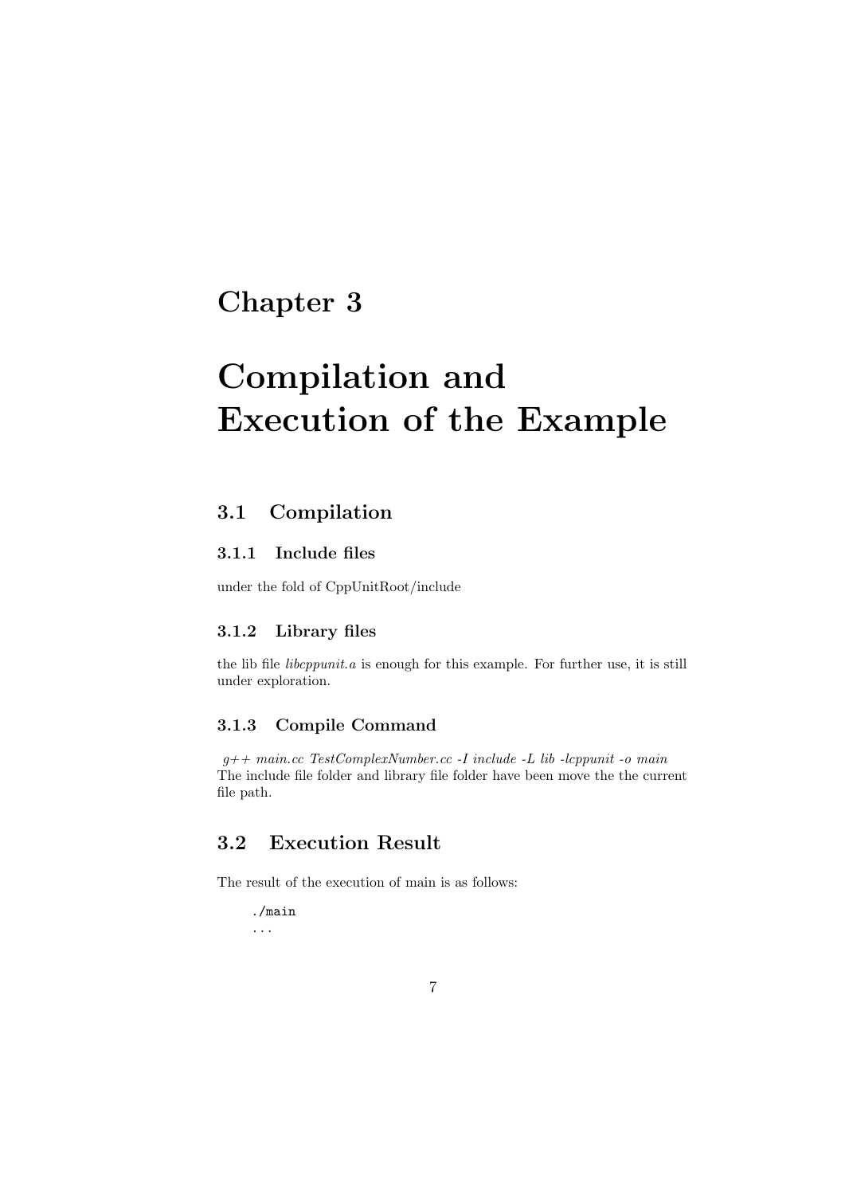# Chapter 3

# Compilation and Execution of the Example

## 3.1 Compilation

### 3.1.1 Include files

under the fold of CppUnitRoot/include

### 3.1.2 Library files

the lib file *libcppunit.a* is enough for this example. For further use, it is still under exploration.

### 3.1.3 Compile Command

*g++ main.cc TestComplexNumber.cc -I include -L lib -lcppunit -o main*
The include file folder and library file folder have been move the the current file path.

## 3.2 Execution Result

The result of the execution of main is as follows:

```
./main
...
```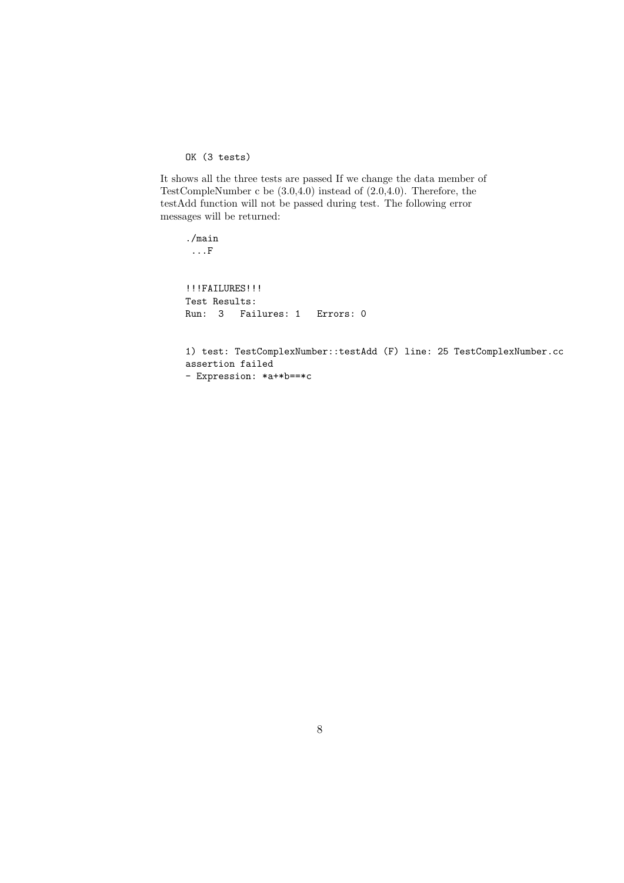```
OK (3 tests)
```

It shows all the three tests are passed If we change the data member of TestCompleNumber c be (3.0,4.0) instead of (2.0,4.0). Therefore, the testAdd function will not be passed during test. The following error messages will be returned:

```
./main
 ...F


!!!FAILURES!!!
Test Results:
Run:  3   Failures: 1   Errors: 0


1) test: TestComplexNumber::testAdd (F) line: 25 TestComplexNumber.cc
assertion failed
- Expression: *a+*b==*c
```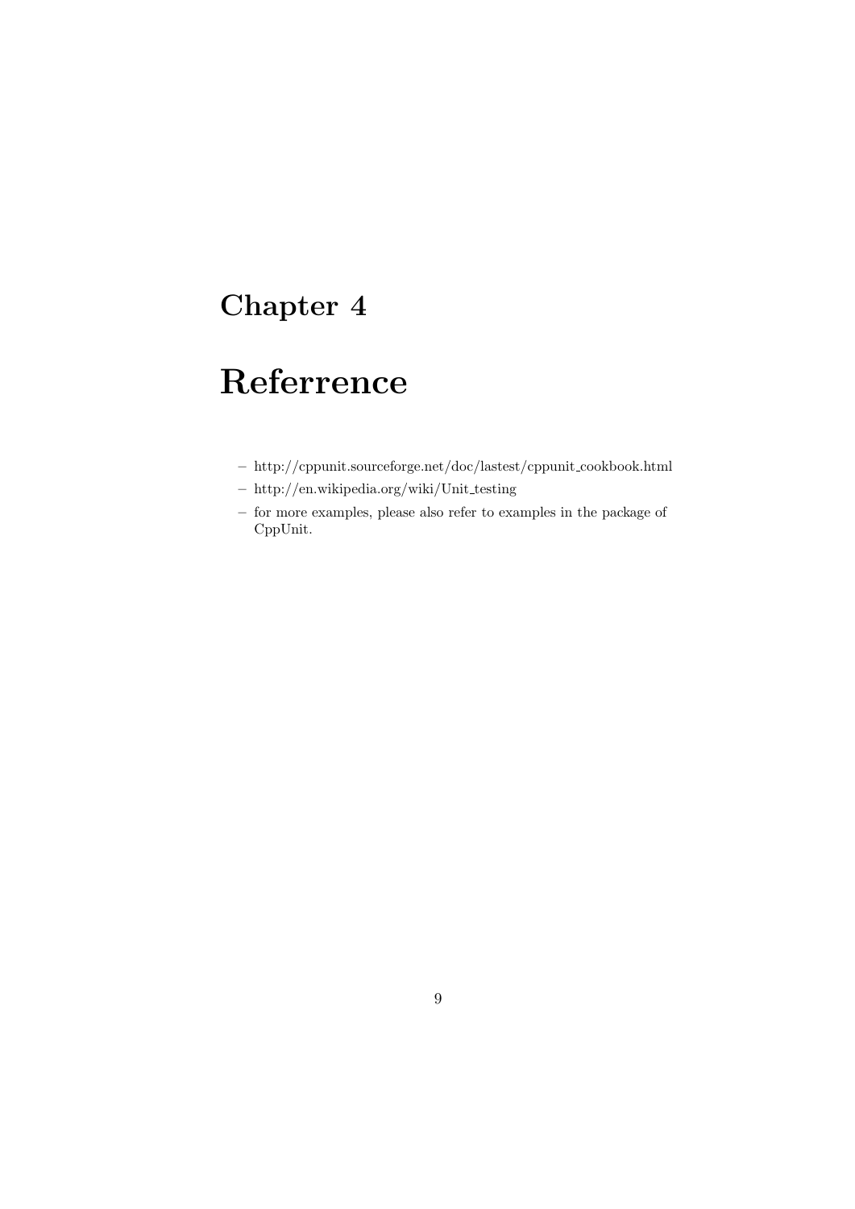# Chapter 4

# Referrence

- http://cppunit.sourceforge.net/doc/lastest/cppunit_cookbook.html
- http://en.wikipedia.org/wiki/Unit_testing
- for more examples, please also refer to examples in the package of CppUnit.